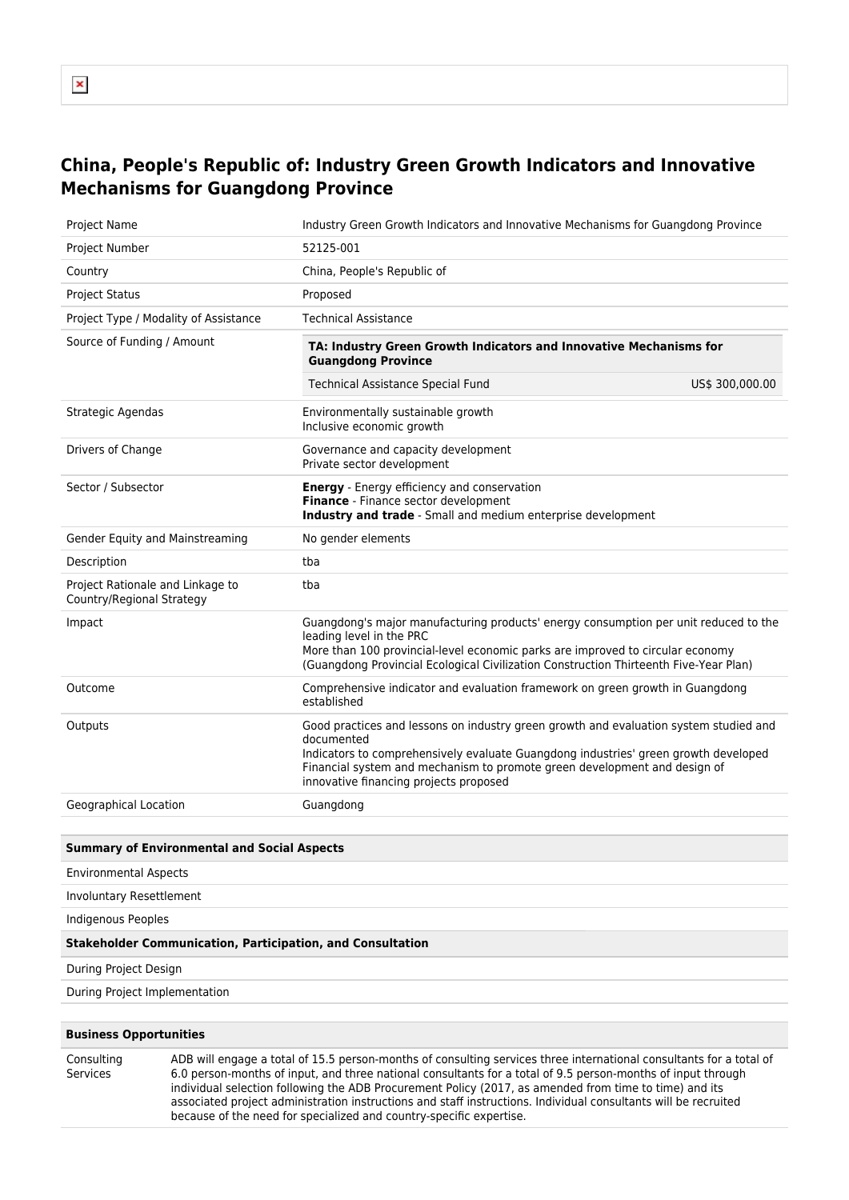# China, People's Republic of: Industry Green Growth Indicators and Innovative Mechanisms for Guangdong Province

| | |
|---|---|
| Project Name | Industry Green Growth Indicators and Innovative Mechanisms for Guangdong Province |
| Project Number | 52125-001 |
| Country | China, People's Republic of |
| Project Status | Proposed |
| Project Type / Modality of Assistance | Technical Assistance |
| Source of Funding / Amount | **TA: Industry Green Growth Indicators and Innovative Mechanisms for Guangdong Province**<br>Technical Assistance Special Fund US$ 300,000.00 |
| Strategic Agendas | Environmentally sustainable growth<br>Inclusive economic growth |
| Drivers of Change | Governance and capacity development<br>Private sector development |
| Sector / Subsector | **Energy** - Energy efficiency and conservation<br>**Finance** - Finance sector development<br>**Industry and trade** - Small and medium enterprise development |
| Gender Equity and Mainstreaming | No gender elements |
| Description | tba |
| Project Rationale and Linkage to Country/Regional Strategy | tba |
| Impact | Guangdong's major manufacturing products' energy consumption per unit reduced to the leading level in the PRC<br>More than 100 provincial-level economic parks are improved to circular economy (Guangdong Provincial Ecological Civilization Construction Thirteenth Five-Year Plan) |
| Outcome | Comprehensive indicator and evaluation framework on green growth in Guangdong established |
| Outputs | Good practices and lessons on industry green growth and evaluation system studied and documented<br>Indicators to comprehensively evaluate Guangdong industries' green growth developed<br>Financial system and mechanism to promote green development and design of innovative financing projects proposed |
| Geographical Location | Guangdong |

| **Summary of Environmental and Social Aspects** |
|---|
| Environmental Aspects |
| Involuntary Resettlement |
| Indigenous Peoples |
| **Stakeholder Communication, Participation, and Consultation** |
| During Project Design |
| During Project Implementation |

| **Business Opportunities** | |
|---|---|
| Consulting Services | ADB will engage a total of 15.5 person-months of consulting services three international consultants for a total of 6.0 person-months of input, and three national consultants for a total of 9.5 person-months of input through individual selection following the ADB Procurement Policy (2017, as amended from time to time) and its associated project administration instructions and staff instructions. Individual consultants will be recruited because of the need for specialized and country-specific expertise. |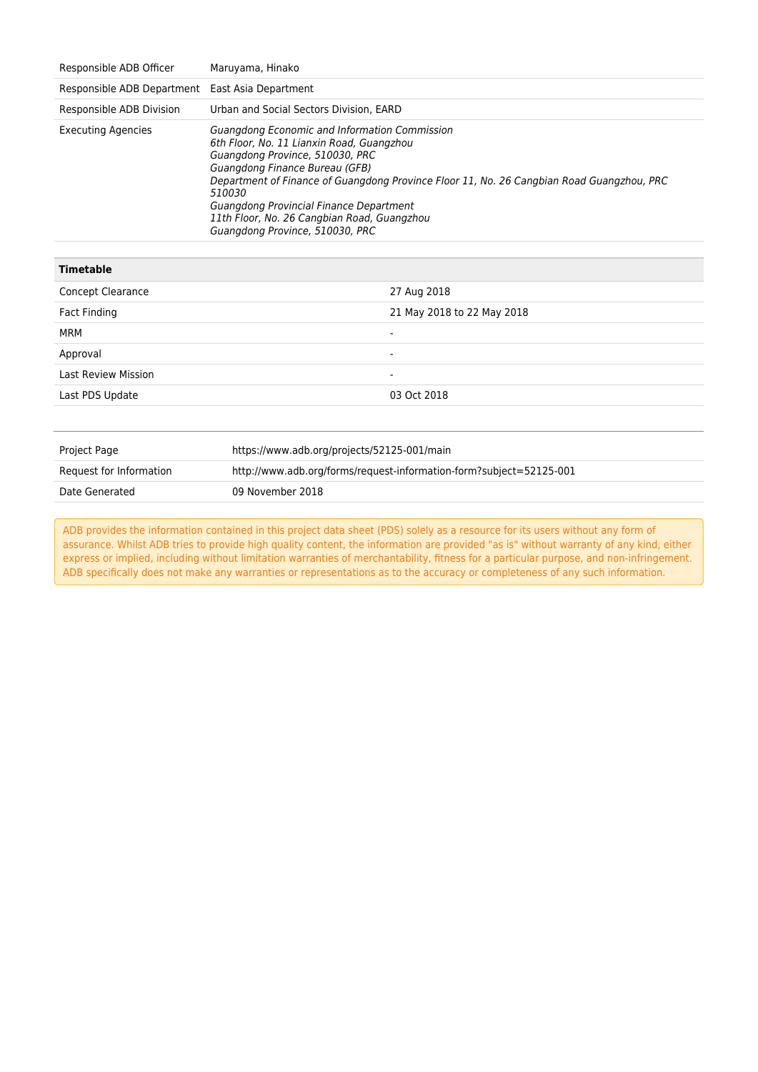| | |
|---|---|
| Responsible ADB Officer | Maruyama, Hinako |
| Responsible ADB Department | East Asia Department |
| Responsible ADB Division | Urban and Social Sectors Division, EARD |
| Executing Agencies | *Guangdong Economic and Information Commission*<br>*6th Floor, No. 11 Lianxin Road, Guangzhou*<br>*Guangdong Province, 510030, PRC*<br>*Guangdong Finance Bureau (GFB)*<br>*Department of Finance of Guangdong Province Floor 11, No. 26 Cangbian Road Guangzhou, PRC 510030*<br>*Guangdong Provincial Finance Department*<br>*11th Floor, No. 26 Cangbian Road, Guangzhou*<br>*Guangdong Province, 510030, PRC* |

| **Timetable** | |
|---|---|
| Concept Clearance | 27 Aug 2018 |
| Fact Finding | 21 May 2018 to 22 May 2018 |
| MRM | - |
| Approval | - |
| Last Review Mission | - |
| Last PDS Update | 03 Oct 2018 |

| | |
|---|---|
| Project Page | https://www.adb.org/projects/52125-001/main |
| Request for Information | http://www.adb.org/forms/request-information-form?subject=52125-001 |
| Date Generated | 09 November 2018 |

ADB provides the information contained in this project data sheet (PDS) solely as a resource for its users without any form of assurance. Whilst ADB tries to provide high quality content, the information are provided "as is" without warranty of any kind, either express or implied, including without limitation warranties of merchantability, fitness for a particular purpose, and non-infringement. ADB specifically does not make any warranties or representations as to the accuracy or completeness of any such information.